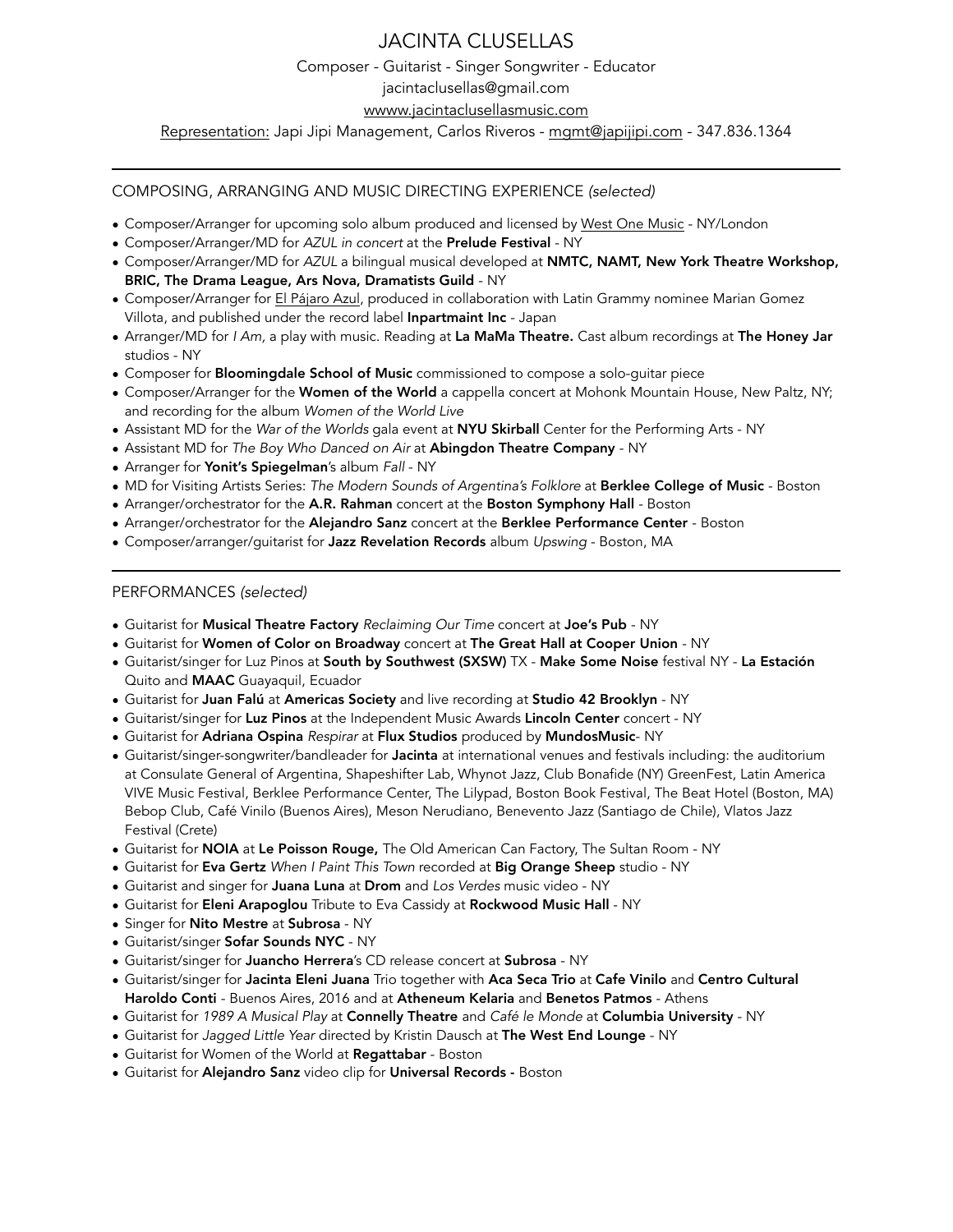# JACINTA CLUSELLAS

Composer - Guitarist - Singer Songwriter - Educator

jacintaclusellas@gmail.com

wwww.jacintaclusellasmusic.com

Representation: Japi Jipi Management, Carlos Riveros - mgmt@japijipi.com - 347.836.1364

---

## COMPOSING, ARRANGING AND MUSIC DIRECTING EXPERIENCE *(selected)*

- Composer/Arranger for upcoming solo album produced and licensed by West One Music - NY/London
- Composer/Arranger/MD for *AZUL in concert* at the **Prelude Festival** - NY
- Composer/Arranger/MD for *AZUL* a bilingual musical developed at **NMTC, NAMT, New York Theatre Workshop, BRIC, The Drama League, Ars Nova, Dramatists Guild** - NY
- Composer/Arranger for El Pájaro Azul, produced in collaboration with Latin Grammy nominee Marian Gomez Villota, and published under the record label **Inpartmaint Inc** - Japan
- Arranger/MD for *I Am*, a play with music. Reading at **La MaMa Theatre.** Cast album recordings at **The Honey Jar** studios - NY
- Composer for **Bloomingdale School of Music** commissioned to compose a solo-guitar piece
- Composer/Arranger for the **Women of the World** a cappella concert at Mohonk Mountain House, New Paltz, NY; and recording for the album *Women of the World Live*
- Assistant MD for the *War of the Worlds* gala event at **NYU Skirball** Center for the Performing Arts - NY
- Assistant MD for *The Boy Who Danced on Air* at **Abingdon Theatre Company** - NY
- Arranger for **Yonit's Spiegelman**'s album *Fall* - NY
- MD for Visiting Artists Series: *The Modern Sounds of Argentina's Folklore* at **Berklee College of Music** - Boston
- Arranger/orchestrator for the **A.R. Rahman** concert at the **Boston Symphony Hall** - Boston
- Arranger/orchestrator for the **Alejandro Sanz** concert at the **Berklee Performance Center** - Boston
- Composer/arranger/guitarist for **Jazz Revelation Records** album *Upswing* - Boston, MA

---

## PERFORMANCES *(selected)*

- Guitarist for **Musical Theatre Factory** *Reclaiming Our Time* concert at **Joe's Pub** - NY
- Guitarist for **Women of Color on Broadway** concert at **The Great Hall at Cooper Union** - NY
- Guitarist/singer for Luz Pinos at **South by Southwest (SXSW)** TX - **Make Some Noise** festival NY - **La Estación** Quito and **MAAC** Guayaquil, Ecuador
- Guitarist for **Juan Falú** at **Americas Society** and live recording at **Studio 42 Brooklyn** - NY
- Guitarist/singer for **Luz Pinos** at the Independent Music Awards **Lincoln Center** concert - NY
- Guitarist for **Adriana Ospina** *Respirar* at **Flux Studios** produced by **MundosMusic**- NY
- Guitarist/singer-songwriter/bandleader for **Jacinta** at international venues and festivals including: the auditorium at Consulate General of Argentina, Shapeshifter Lab, Whynot Jazz, Club Bonafide (NY) GreenFest, Latin America VIVE Music Festival, Berklee Performance Center, The Lilypad, Boston Book Festival, The Beat Hotel (Boston, MA) Bebop Club, Café Vinilo (Buenos Aires), Meson Nerudiano, Benevento Jazz (Santiago de Chile), Vlatos Jazz Festival (Crete)
- Guitarist for **NOIA** at **Le Poisson Rouge,** The Old American Can Factory, The Sultan Room - NY
- Guitarist for **Eva Gertz** *When I Paint This Town* recorded at **Big Orange Sheep** studio - NY
- Guitarist and singer for **Juana Luna** at **Drom** and *Los Verdes* music video - NY
- Guitarist for **Eleni Arapoglou** Tribute to Eva Cassidy at **Rockwood Music Hall** - NY
- Singer for **Nito Mestre** at **Subrosa** - NY
- Guitarist/singer **Sofar Sounds NYC** - NY
- Guitarist/singer for **Juancho Herrera**'s CD release concert at **Subrosa** - NY
- Guitarist/singer for **Jacinta Eleni Juana** Trio together with **Aca Seca Trio** at **Cafe Vinilo** and **Centro Cultural Haroldo Conti** - Buenos Aires, 2016 and at **Atheneum Kelaria** and **Benetos Patmos** - Athens
- Guitarist for *1989 A Musical Play* at **Connelly Theatre** and *Café le Monde* at **Columbia University** - NY
- Guitarist for *Jagged Little Year* directed by Kristin Dausch at **The West End Lounge** - NY
- Guitarist for Women of the World at **Regattabar** - Boston
- Guitarist for **Alejandro Sanz** video clip for **Universal Records -** Boston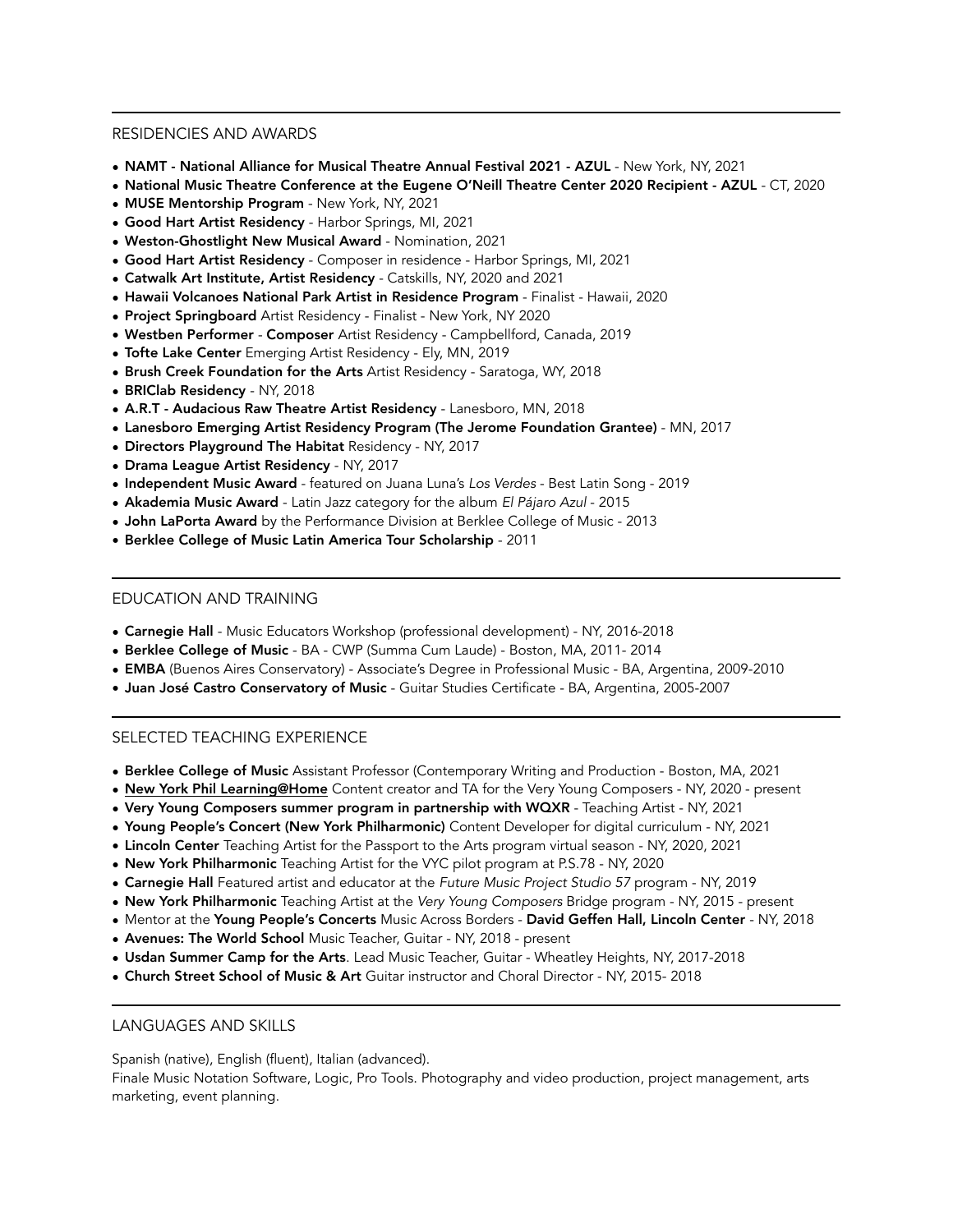## RESIDENCIES AND AWARDS

- **NAMT - National Alliance for Musical Theatre Annual Festival 2021 - AZUL** - New York, NY, 2021
- **National Music Theatre Conference at the Eugene O'Neill Theatre Center 2020 Recipient - AZUL** - CT, 2020
- **MUSE Mentorship Program** - New York, NY, 2021
- **Good Hart Artist Residency** - Harbor Springs, MI, 2021
- **Weston-Ghostlight New Musical Award** - Nomination, 2021
- **Good Hart Artist Residency** - Composer in residence - Harbor Springs, MI, 2021
- **Catwalk Art Institute, Artist Residency** - Catskills, NY, 2020 and 2021
- **Hawaii Volcanoes National Park Artist in Residence Program** - Finalist - Hawaii, 2020
- **Project Springboard** Artist Residency - Finalist - New York, NY 2020
- **Westben Performer** - **Composer** Artist Residency - Campbellford, Canada, 2019
- **Tofte Lake Center** Emerging Artist Residency - Ely, MN, 2019
- **Brush Creek Foundation for the Arts** Artist Residency - Saratoga, WY, 2018
- **BRIClab Residency** - NY, 2018
- **A.R.T - Audacious Raw Theatre Artist Residency** - Lanesboro, MN, 2018
- **Lanesboro Emerging Artist Residency Program (The Jerome Foundation Grantee)** - MN, 2017
- **Directors Playground The Habitat** Residency - NY, 2017
- **Drama League Artist Residency** - NY, 2017
- **Independent Music Award** - featured on Juana Luna's *Los Verdes* - Best Latin Song - 2019
- **Akademia Music Award** - Latin Jazz category for the album *El Pájaro Azul* - 2015
- **John LaPorta Award** by the Performance Division at Berklee College of Music - 2013
- **Berklee College of Music Latin America Tour Scholarship** - 2011

## EDUCATION AND TRAINING

- **Carnegie Hall** - Music Educators Workshop (professional development) - NY, 2016-2018
- **Berklee College of Music** - BA - CWP (Summa Cum Laude) - Boston, MA, 2011- 2014
- **EMBA** (Buenos Aires Conservatory) - Associate's Degree in Professional Music - BA, Argentina, 2009-2010
- **Juan José Castro Conservatory of Music** - Guitar Studies Certificate - BA, Argentina, 2005-2007

## SELECTED TEACHING EXPERIENCE

- **Berklee College of Music** Assistant Professor (Contemporary Writing and Production - Boston, MA, 2021
- **New York Phil Learning@Home** Content creator and TA for the Very Young Composers - NY, 2020 - present
- **Very Young Composers summer program in partnership with WQXR** - Teaching Artist - NY, 2021
- **Young People's Concert (New York Philharmonic)** Content Developer for digital curriculum - NY, 2021
- **Lincoln Center** Teaching Artist for the Passport to the Arts program virtual season - NY, 2020, 2021
- **New York Philharmonic** Teaching Artist for the VYC pilot program at P.S.78 - NY, 2020
- **Carnegie Hall** Featured artist and educator at the *Future Music Project Studio 57* program - NY, 2019
- **New York Philharmonic** Teaching Artist at the *Very Young Composers* Bridge program - NY, 2015 - present
- Mentor at the **Young People's Concerts** Music Across Borders - **David Geffen Hall, Lincoln Center** - NY, 2018
- **Avenues: The World School** Music Teacher, Guitar - NY, 2018 - present
- **Usdan Summer Camp for the Arts**. Lead Music Teacher, Guitar - Wheatley Heights, NY, 2017-2018
- **Church Street School of Music & Art** Guitar instructor and Choral Director - NY, 2015- 2018

## LANGUAGES AND SKILLS

Spanish (native), English (fluent), Italian (advanced).
Finale Music Notation Software, Logic, Pro Tools. Photography and video production, project management, arts marketing, event planning.